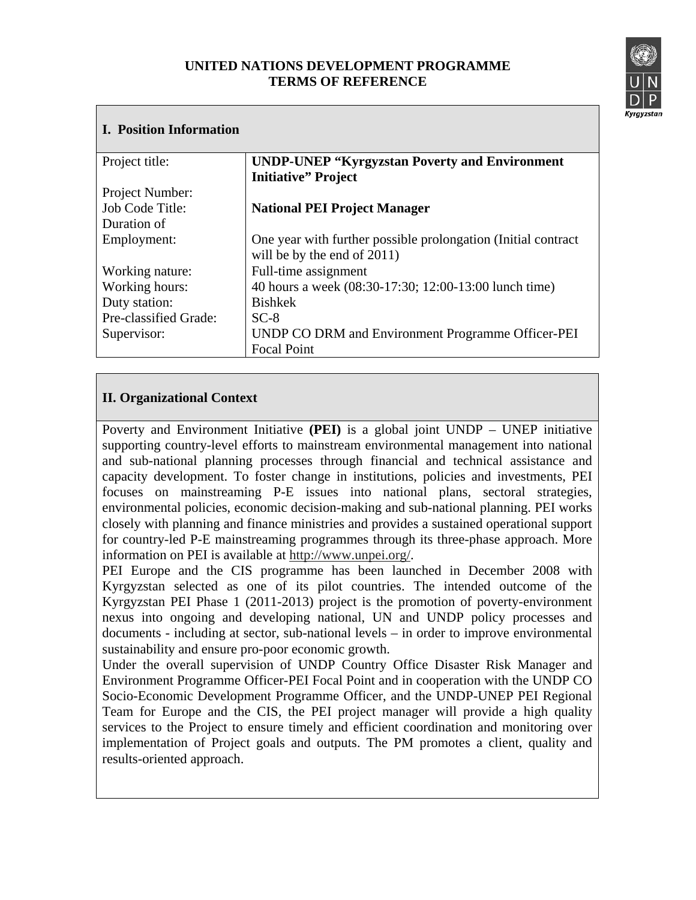# UNITED NATIONS DEVELOPMENT PROGRAMME
# TERMS OF REFERENCE

## I. Position Information

| | |
|---|---|
| Project title: | **UNDP-UNEP "Kyrgyzstan Poverty and Environment Initiative" Project** |
| Project Number: | |
| Job Code Title: | **National PEI Project Manager** |
| Duration of Employment: | One year with further possible prolongation (Initial contract will be by the end of 2011) |
| Working nature: | Full-time assignment |
| Working hours: | 40 hours a week (08:30-17:30; 12:00-13:00 lunch time) |
| Duty station: | Bishkek |
| Pre-classified Grade: | SC-8 |
| Supervisor: | UNDP CO DRM and Environment Programme Officer-PEI Focal Point |

## II. Organizational Context

Poverty and Environment Initiative **(PEI)** is a global joint UNDP – UNEP initiative supporting country-level efforts to mainstream environmental management into national and sub-national planning processes through financial and technical assistance and capacity development. To foster change in institutions, policies and investments, PEI focuses on mainstreaming P-E issues into national plans, sectoral strategies, environmental policies, economic decision-making and sub-national planning. PEI works closely with planning and finance ministries and provides a sustained operational support for country-led P-E mainstreaming programmes through its three-phase approach. More information on PEI is available at http://www.unpei.org/.

PEI Europe and the CIS programme has been launched in December 2008 with Kyrgyzstan selected as one of its pilot countries. The intended outcome of the Kyrgyzstan PEI Phase 1 (2011-2013) project is the promotion of poverty-environment nexus into ongoing and developing national, UN and UNDP policy processes and documents - including at sector, sub-national levels – in order to improve environmental sustainability and ensure pro-poor economic growth.

Under the overall supervision of UNDP Country Office Disaster Risk Manager and Environment Programme Officer-PEI Focal Point and in cooperation with the UNDP CO Socio-Economic Development Programme Officer, and the UNDP-UNEP PEI Regional Team for Europe and the CIS, the PEI project manager will provide a high quality services to the Project to ensure timely and efficient coordination and monitoring over implementation of Project goals and outputs. The PM promotes a client, quality and results-oriented approach.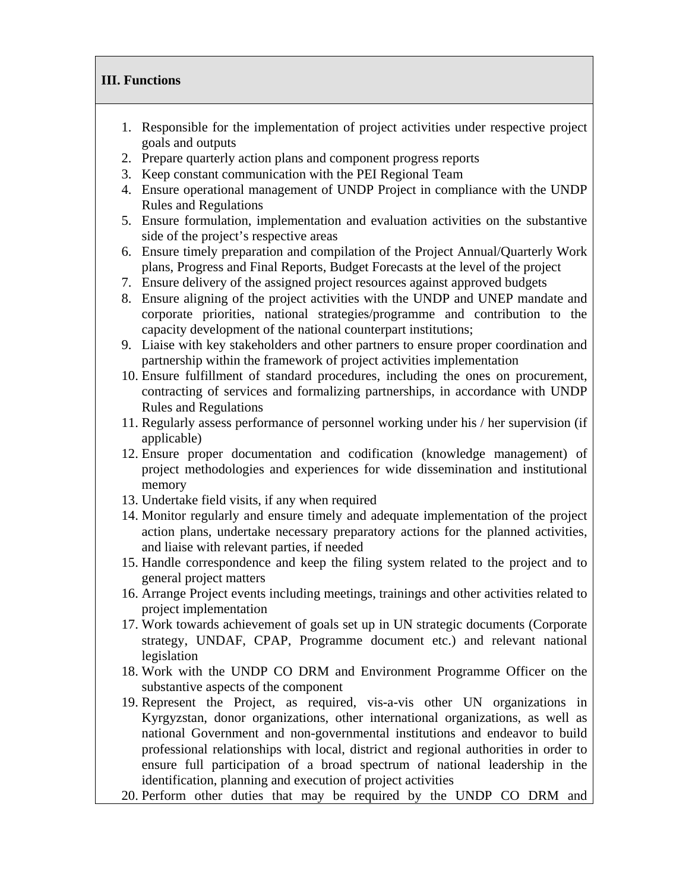## III. Functions

1. Responsible for the implementation of project activities under respective project goals and outputs
2. Prepare quarterly action plans and component progress reports
3. Keep constant communication with the PEI Regional Team
4. Ensure operational management of UNDP Project in compliance with the UNDP Rules and Regulations
5. Ensure formulation, implementation and evaluation activities on the substantive side of the project's respective areas
6. Ensure timely preparation and compilation of the Project Annual/Quarterly Work plans, Progress and Final Reports, Budget Forecasts at the level of the project
7. Ensure delivery of the assigned project resources against approved budgets
8. Ensure aligning of the project activities with the UNDP and UNEP mandate and corporate priorities, national strategies/programme and contribution to the capacity development of the national counterpart institutions;
9. Liaise with key stakeholders and other partners to ensure proper coordination and partnership within the framework of project activities implementation
10. Ensure fulfillment of standard procedures, including the ones on procurement, contracting of services and formalizing partnerships, in accordance with UNDP Rules and Regulations
11. Regularly assess performance of personnel working under his / her supervision (if applicable)
12. Ensure proper documentation and codification (knowledge management) of project methodologies and experiences for wide dissemination and institutional memory
13. Undertake field visits, if any when required
14. Monitor regularly and ensure timely and adequate implementation of the project action plans, undertake necessary preparatory actions for the planned activities, and liaise with relevant parties, if needed
15. Handle correspondence and keep the filing system related to the project and to general project matters
16. Arrange Project events including meetings, trainings and other activities related to project implementation
17. Work towards achievement of goals set up in UN strategic documents (Corporate strategy, UNDAF, CPAP, Programme document etc.) and relevant national legislation
18. Work with the UNDP CO DRM and Environment Programme Officer on the substantive aspects of the component
19. Represent the Project, as required, vis-a-vis other UN organizations in Kyrgyzstan, donor organizations, other international organizations, as well as national Government and non-governmental institutions and endeavor to build professional relationships with local, district and regional authorities in order to ensure full participation of a broad spectrum of national leadership in the identification, planning and execution of project activities
20. Perform other duties that may be required by the UNDP CO DRM and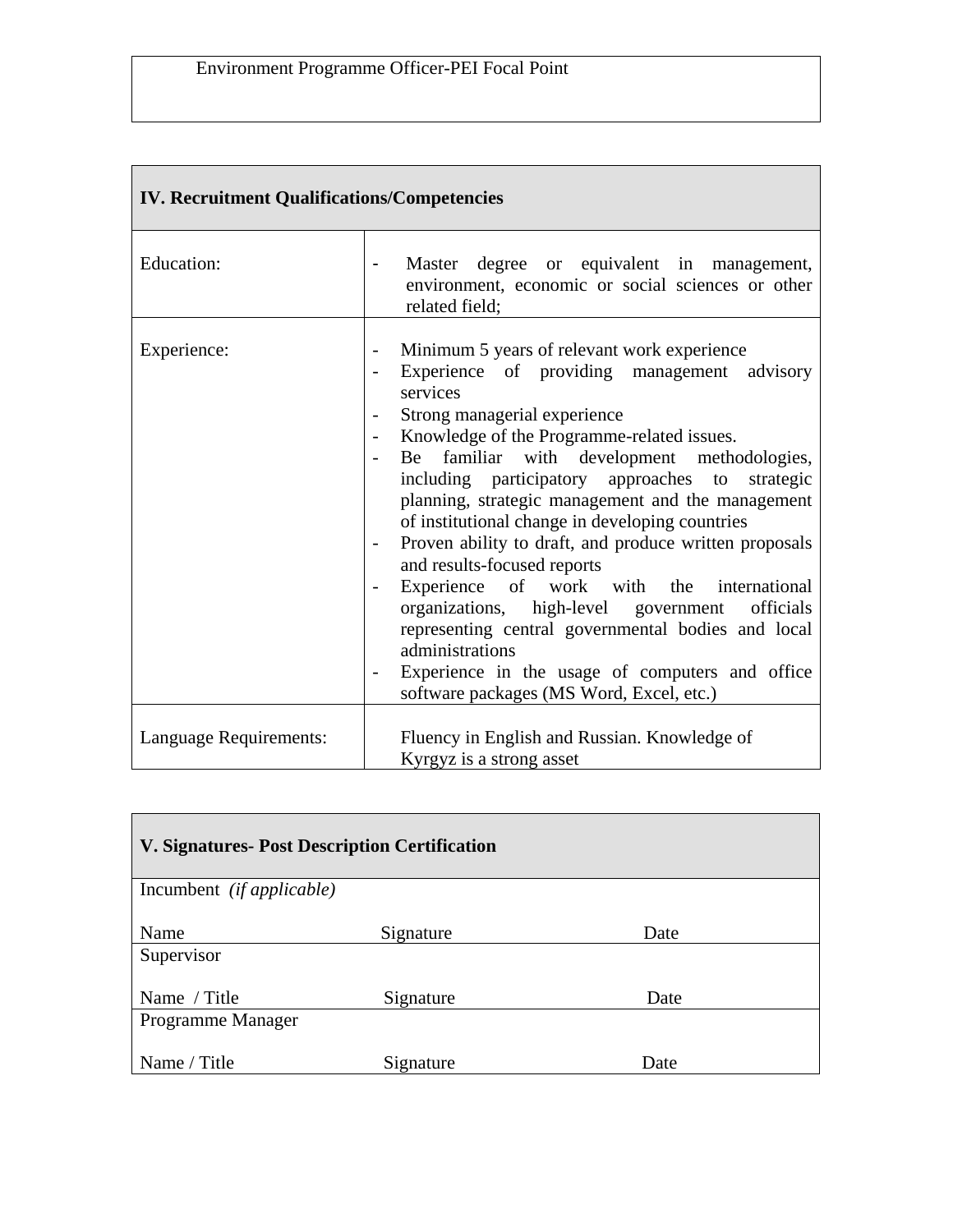| |
|---|
| Environment Programme Officer-PEI Focal Point |

| **IV. Recruitment Qualifications/Competencies** | |
|---|---|
| Education: | - Master degree or equivalent in management, environment, economic or social sciences or other related field; |
| Experience: | - Minimum 5 years of relevant work experience<br>- Experience of providing management advisory services<br>- Strong managerial experience<br>- Knowledge of the Programme-related issues.<br>- Be familiar with development methodologies, including participatory approaches to strategic planning, strategic management and the management of institutional change in developing countries<br>- Proven ability to draft, and produce written proposals and results-focused reports<br>- Experience of work with the international organizations, high-level government officials representing central governmental bodies and local administrations<br>- Experience in the usage of computers and office software packages (MS Word, Excel, etc.) |
| Language Requirements: | Fluency in English and Russian. Knowledge of Kyrgyz is a strong asset |

| **V. Signatures- Post Description Certification** | | |
|---|---|---|
| Incumbent *(if applicable)*<br><br>Name | Signature | Date |
| Supervisor<br><br>Name / Title | Signature | Date |
| Programme Manager<br><br>Name / Title | Signature | Date |